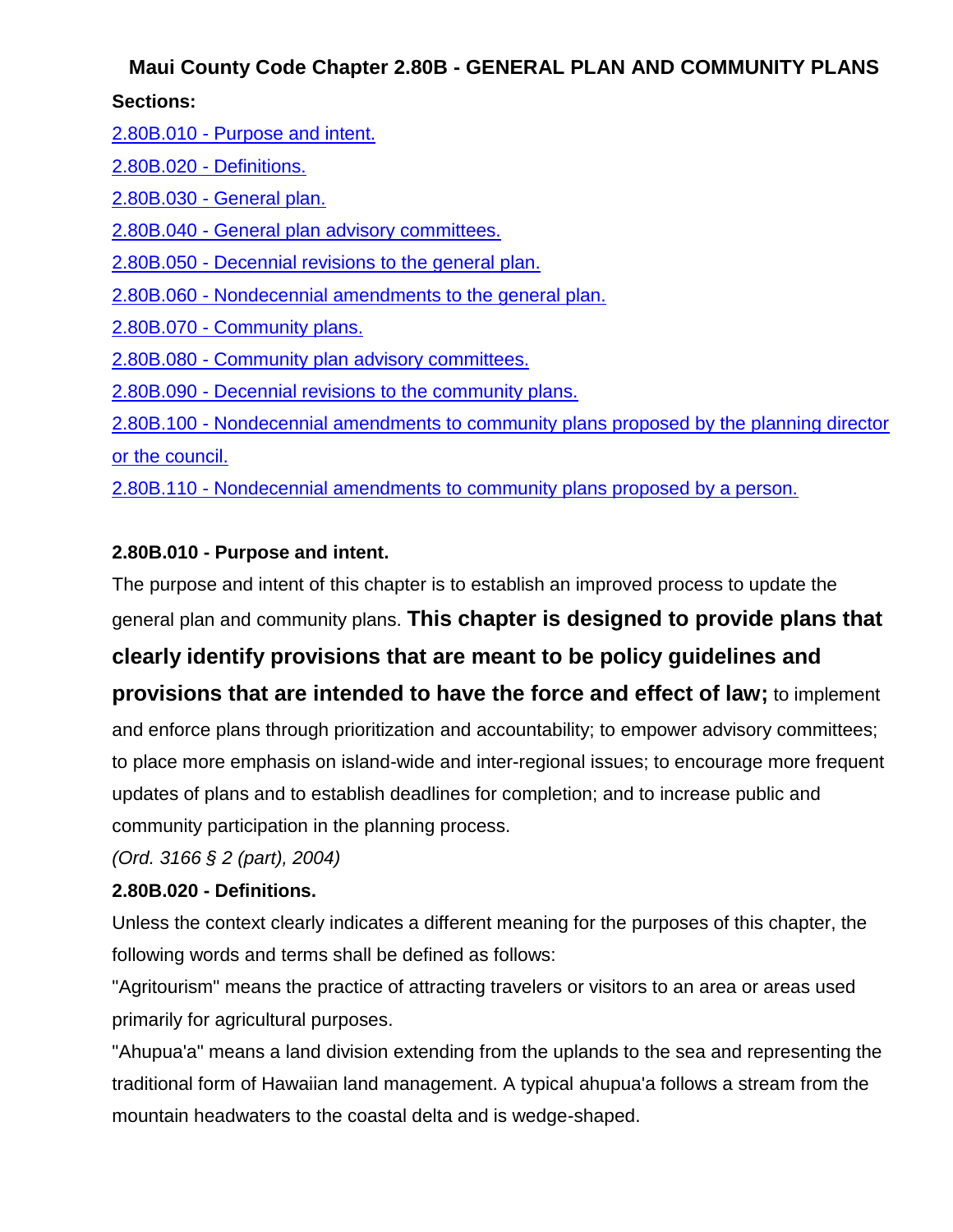# Maui County Code Chapter 2.80B - GENERAL PLAN AND COMMUNITY PLANS

**Sections:**

2.80B.010 - Purpose and intent.

2.80B.020 - Definitions.

2.80B.030 - General plan.

2.80B.040 - General plan advisory committees.

2.80B.050 - Decennial revisions to the general plan.

2.80B.060 - Nondecennial amendments to the general plan.

2.80B.070 - Community plans.

2.80B.080 - Community plan advisory committees.

2.80B.090 - Decennial revisions to the community plans.

2.80B.100 - Nondecennial amendments to community plans proposed by the planning director or the council.

2.80B.110 - Nondecennial amendments to community plans proposed by a person.

### 2.80B.010 - Purpose and intent.

The purpose and intent of this chapter is to establish an improved process to update the general plan and community plans. **This chapter is designed to provide plans that clearly identify provisions that are meant to be policy guidelines and provisions that are intended to have the force and effect of law;** to implement and enforce plans through prioritization and accountability; to empower advisory committees; to place more emphasis on island-wide and inter-regional issues; to encourage more frequent updates of plans and to establish deadlines for completion; and to increase public and community participation in the planning process.

*(Ord. 3166 § 2 (part), 2004)*

### 2.80B.020 - Definitions.

Unless the context clearly indicates a different meaning for the purposes of this chapter, the following words and terms shall be defined as follows:

"Agritourism" means the practice of attracting travelers or visitors to an area or areas used primarily for agricultural purposes.

"Ahupua'a" means a land division extending from the uplands to the sea and representing the traditional form of Hawaiian land management. A typical ahupua'a follows a stream from the mountain headwaters to the coastal delta and is wedge-shaped.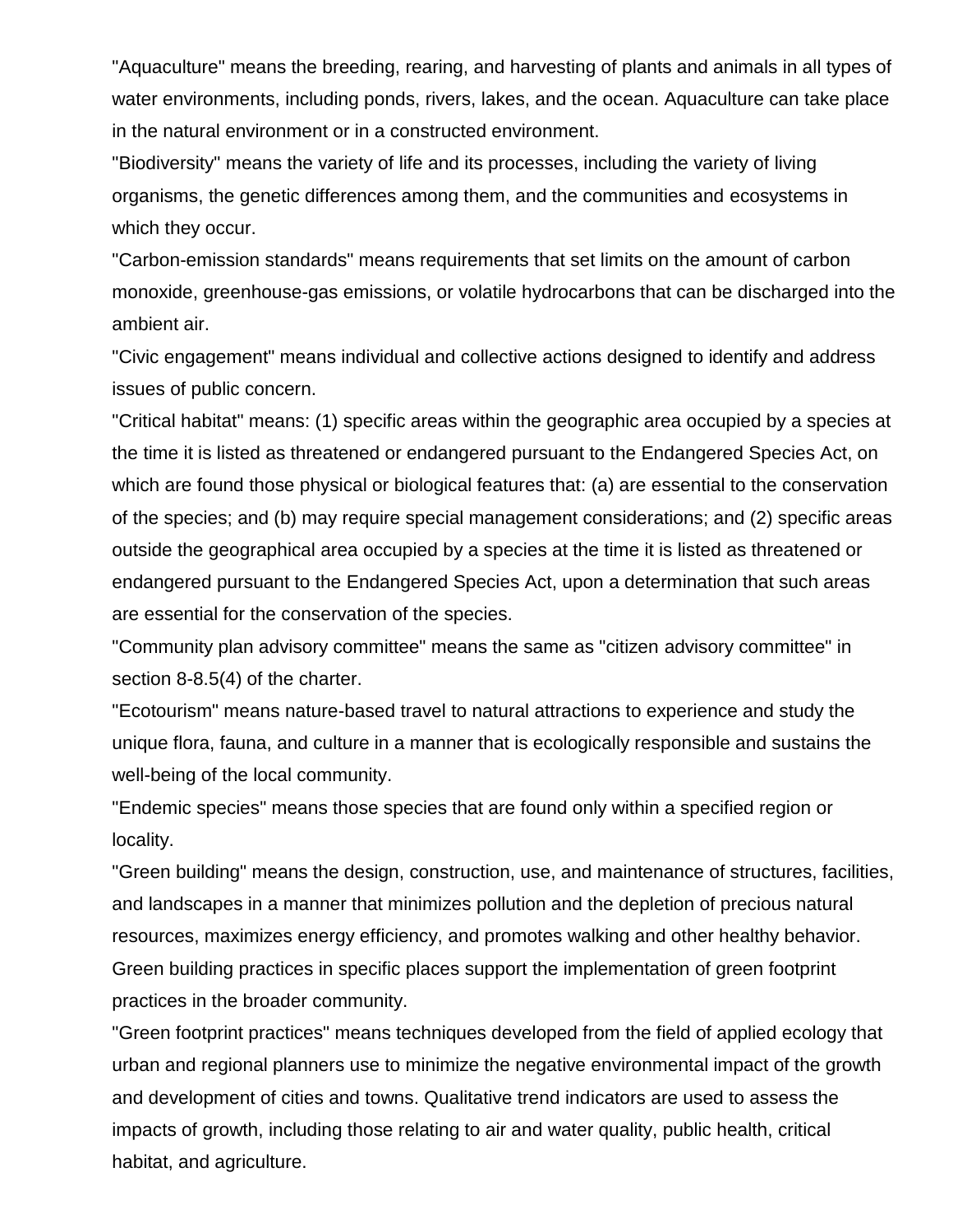"Aquaculture" means the breeding, rearing, and harvesting of plants and animals in all types of water environments, including ponds, rivers, lakes, and the ocean. Aquaculture can take place in the natural environment or in a constructed environment.

"Biodiversity" means the variety of life and its processes, including the variety of living organisms, the genetic differences among them, and the communities and ecosystems in which they occur.

"Carbon-emission standards" means requirements that set limits on the amount of carbon monoxide, greenhouse-gas emissions, or volatile hydrocarbons that can be discharged into the ambient air.

"Civic engagement" means individual and collective actions designed to identify and address issues of public concern.

"Critical habitat" means: (1) specific areas within the geographic area occupied by a species at the time it is listed as threatened or endangered pursuant to the Endangered Species Act, on which are found those physical or biological features that: (a) are essential to the conservation of the species; and (b) may require special management considerations; and (2) specific areas outside the geographical area occupied by a species at the time it is listed as threatened or endangered pursuant to the Endangered Species Act, upon a determination that such areas are essential for the conservation of the species.

"Community plan advisory committee" means the same as "citizen advisory committee" in section 8-8.5(4) of the charter.

"Ecotourism" means nature-based travel to natural attractions to experience and study the unique flora, fauna, and culture in a manner that is ecologically responsible and sustains the well-being of the local community.

"Endemic species" means those species that are found only within a specified region or locality.

"Green building" means the design, construction, use, and maintenance of structures, facilities, and landscapes in a manner that minimizes pollution and the depletion of precious natural resources, maximizes energy efficiency, and promotes walking and other healthy behavior. Green building practices in specific places support the implementation of green footprint practices in the broader community.

"Green footprint practices" means techniques developed from the field of applied ecology that urban and regional planners use to minimize the negative environmental impact of the growth and development of cities and towns. Qualitative trend indicators are used to assess the impacts of growth, including those relating to air and water quality, public health, critical habitat, and agriculture.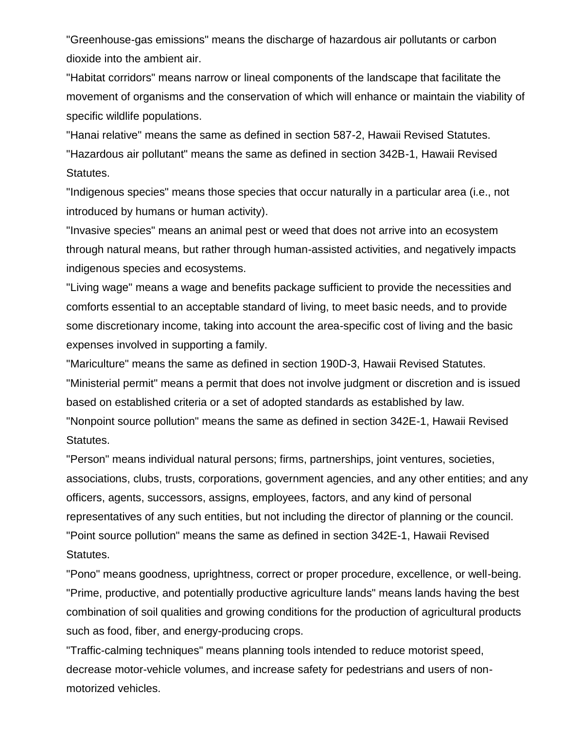"Greenhouse-gas emissions" means the discharge of hazardous air pollutants or carbon dioxide into the ambient air.

"Habitat corridors" means narrow or lineal components of the landscape that facilitate the movement of organisms and the conservation of which will enhance or maintain the viability of specific wildlife populations.

"Hanai relative" means the same as defined in section 587-2, Hawaii Revised Statutes.

"Hazardous air pollutant" means the same as defined in section 342B-1, Hawaii Revised Statutes.

"Indigenous species" means those species that occur naturally in a particular area (i.e., not introduced by humans or human activity).

"Invasive species" means an animal pest or weed that does not arrive into an ecosystem through natural means, but rather through human-assisted activities, and negatively impacts indigenous species and ecosystems.

"Living wage" means a wage and benefits package sufficient to provide the necessities and comforts essential to an acceptable standard of living, to meet basic needs, and to provide some discretionary income, taking into account the area-specific cost of living and the basic expenses involved in supporting a family.

"Mariculture" means the same as defined in section 190D-3, Hawaii Revised Statutes.

"Ministerial permit" means a permit that does not involve judgment or discretion and is issued based on established criteria or a set of adopted standards as established by law.

"Nonpoint source pollution" means the same as defined in section 342E-1, Hawaii Revised Statutes.

"Person" means individual natural persons; firms, partnerships, joint ventures, societies, associations, clubs, trusts, corporations, government agencies, and any other entities; and any officers, agents, successors, assigns, employees, factors, and any kind of personal representatives of any such entities, but not including the director of planning or the council.

"Point source pollution" means the same as defined in section 342E-1, Hawaii Revised Statutes.

"Pono" means goodness, uprightness, correct or proper procedure, excellence, or well-being.

"Prime, productive, and potentially productive agriculture lands" means lands having the best combination of soil qualities and growing conditions for the production of agricultural products such as food, fiber, and energy-producing crops.

"Traffic-calming techniques" means planning tools intended to reduce motorist speed, decrease motor-vehicle volumes, and increase safety for pedestrians and users of non-motorized vehicles.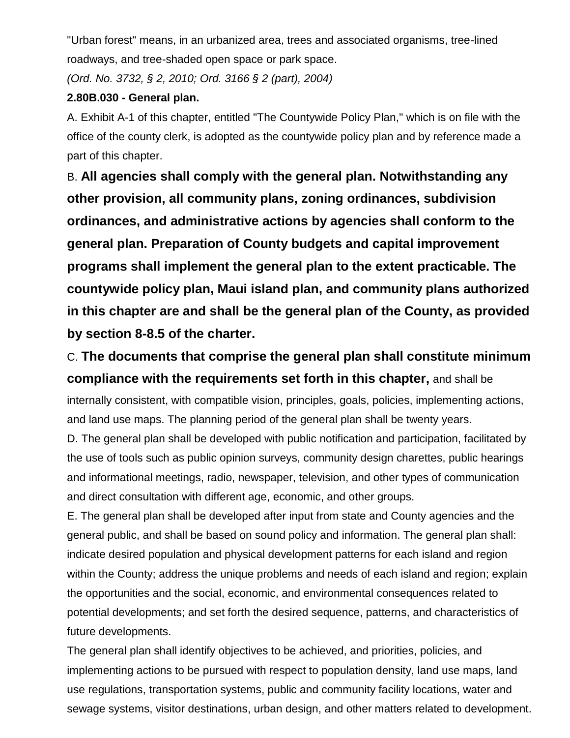"Urban forest" means, in an urbanized area, trees and associated organisms, tree-lined roadways, and tree-shaded open space or park space.

*(Ord. No. 3732, § 2, 2010; Ord. 3166 § 2 (part), 2004)*

**2.80B.030 - General plan.**

A. Exhibit A-1 of this chapter, entitled "The Countywide Policy Plan," which is on file with the office of the county clerk, is adopted as the countywide policy plan and by reference made a part of this chapter.

B. **All agencies shall comply with the general plan. Notwithstanding any other provision, all community plans, zoning ordinances, subdivision ordinances, and administrative actions by agencies shall conform to the general plan. Preparation of County budgets and capital improvement programs shall implement the general plan to the extent practicable. The countywide policy plan, Maui island plan, and community plans authorized in this chapter are and shall be the general plan of the County, as provided by section 8-8.5 of the charter.**

C. **The documents that comprise the general plan shall constitute minimum compliance with the requirements set forth in this chapter,** and shall be internally consistent, with compatible vision, principles, goals, policies, implementing actions, and land use maps. The planning period of the general plan shall be twenty years.

D. The general plan shall be developed with public notification and participation, facilitated by the use of tools such as public opinion surveys, community design charettes, public hearings and informational meetings, radio, newspaper, television, and other types of communication and direct consultation with different age, economic, and other groups.

E. The general plan shall be developed after input from state and County agencies and the general public, and shall be based on sound policy and information. The general plan shall: indicate desired population and physical development patterns for each island and region within the County; address the unique problems and needs of each island and region; explain the opportunities and the social, economic, and environmental consequences related to potential developments; and set forth the desired sequence, patterns, and characteristics of future developments.

The general plan shall identify objectives to be achieved, and priorities, policies, and implementing actions to be pursued with respect to population density, land use maps, land use regulations, transportation systems, public and community facility locations, water and sewage systems, visitor destinations, urban design, and other matters related to development.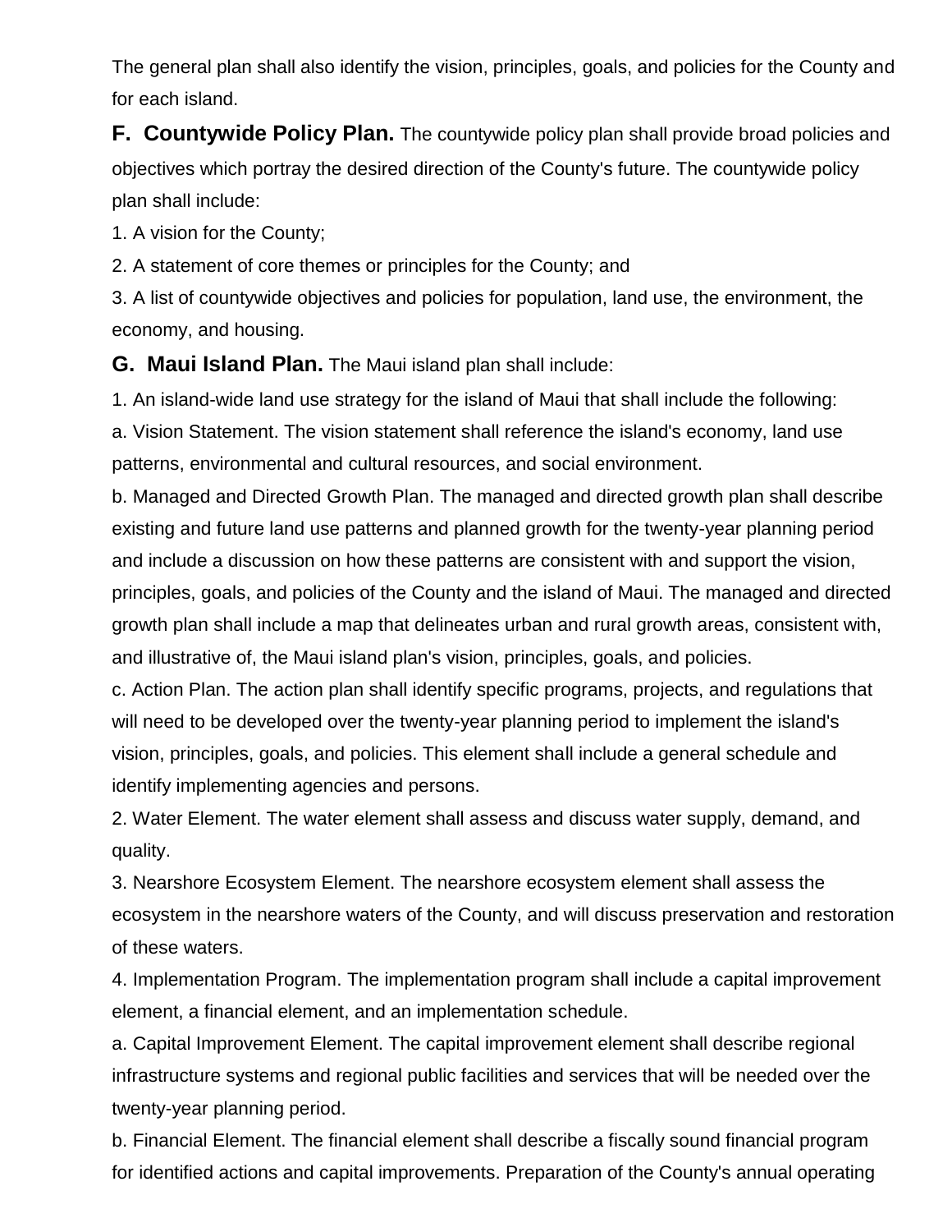The general plan shall also identify the vision, principles, goals, and policies for the County and for each island.

**F. Countywide Policy Plan.** The countywide policy plan shall provide broad policies and objectives which portray the desired direction of the County's future. The countywide policy plan shall include:

1. A vision for the County;

2. A statement of core themes or principles for the County; and

3. A list of countywide objectives and policies for population, land use, the environment, the economy, and housing.

**G. Maui Island Plan.** The Maui island plan shall include:

1. An island-wide land use strategy for the island of Maui that shall include the following:

a. Vision Statement. The vision statement shall reference the island's economy, land use patterns, environmental and cultural resources, and social environment.

b. Managed and Directed Growth Plan. The managed and directed growth plan shall describe existing and future land use patterns and planned growth for the twenty-year planning period and include a discussion on how these patterns are consistent with and support the vision, principles, goals, and policies of the County and the island of Maui. The managed and directed growth plan shall include a map that delineates urban and rural growth areas, consistent with, and illustrative of, the Maui island plan's vision, principles, goals, and policies.

c. Action Plan. The action plan shall identify specific programs, projects, and regulations that will need to be developed over the twenty-year planning period to implement the island's vision, principles, goals, and policies. This element shall include a general schedule and identify implementing agencies and persons.

2. Water Element. The water element shall assess and discuss water supply, demand, and quality.

3. Nearshore Ecosystem Element. The nearshore ecosystem element shall assess the ecosystem in the nearshore waters of the County, and will discuss preservation and restoration of these waters.

4. Implementation Program. The implementation program shall include a capital improvement element, a financial element, and an implementation schedule.

a. Capital Improvement Element. The capital improvement element shall describe regional infrastructure systems and regional public facilities and services that will be needed over the twenty-year planning period.

b. Financial Element. The financial element shall describe a fiscally sound financial program for identified actions and capital improvements. Preparation of the County's annual operating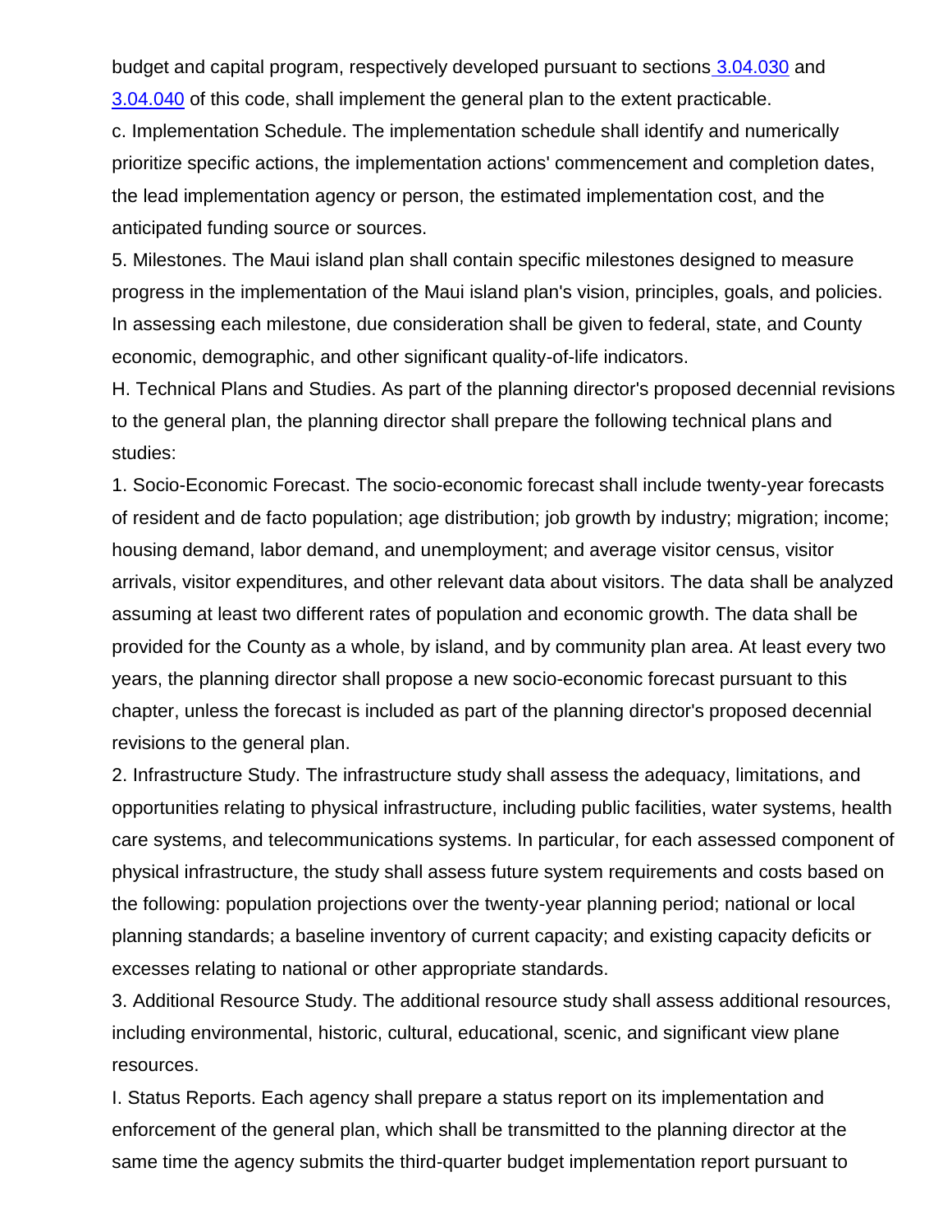budget and capital program, respectively developed pursuant to sections 3.04.030 and 3.04.040 of this code, shall implement the general plan to the extent practicable.

c. Implementation Schedule. The implementation schedule shall identify and numerically prioritize specific actions, the implementation actions' commencement and completion dates, the lead implementation agency or person, the estimated implementation cost, and the anticipated funding source or sources.

5. Milestones. The Maui island plan shall contain specific milestones designed to measure progress in the implementation of the Maui island plan's vision, principles, goals, and policies. In assessing each milestone, due consideration shall be given to federal, state, and County economic, demographic, and other significant quality-of-life indicators.

H. Technical Plans and Studies. As part of the planning director's proposed decennial revisions to the general plan, the planning director shall prepare the following technical plans and studies:

1. Socio-Economic Forecast. The socio-economic forecast shall include twenty-year forecasts of resident and de facto population; age distribution; job growth by industry; migration; income; housing demand, labor demand, and unemployment; and average visitor census, visitor arrivals, visitor expenditures, and other relevant data about visitors. The data shall be analyzed assuming at least two different rates of population and economic growth. The data shall be provided for the County as a whole, by island, and by community plan area. At least every two years, the planning director shall propose a new socio-economic forecast pursuant to this chapter, unless the forecast is included as part of the planning director's proposed decennial revisions to the general plan.

2. Infrastructure Study. The infrastructure study shall assess the adequacy, limitations, and opportunities relating to physical infrastructure, including public facilities, water systems, health care systems, and telecommunications systems. In particular, for each assessed component of physical infrastructure, the study shall assess future system requirements and costs based on the following: population projections over the twenty-year planning period; national or local planning standards; a baseline inventory of current capacity; and existing capacity deficits or excesses relating to national or other appropriate standards.

3. Additional Resource Study. The additional resource study shall assess additional resources, including environmental, historic, cultural, educational, scenic, and significant view plane resources.

I. Status Reports. Each agency shall prepare a status report on its implementation and enforcement of the general plan, which shall be transmitted to the planning director at the same time the agency submits the third-quarter budget implementation report pursuant to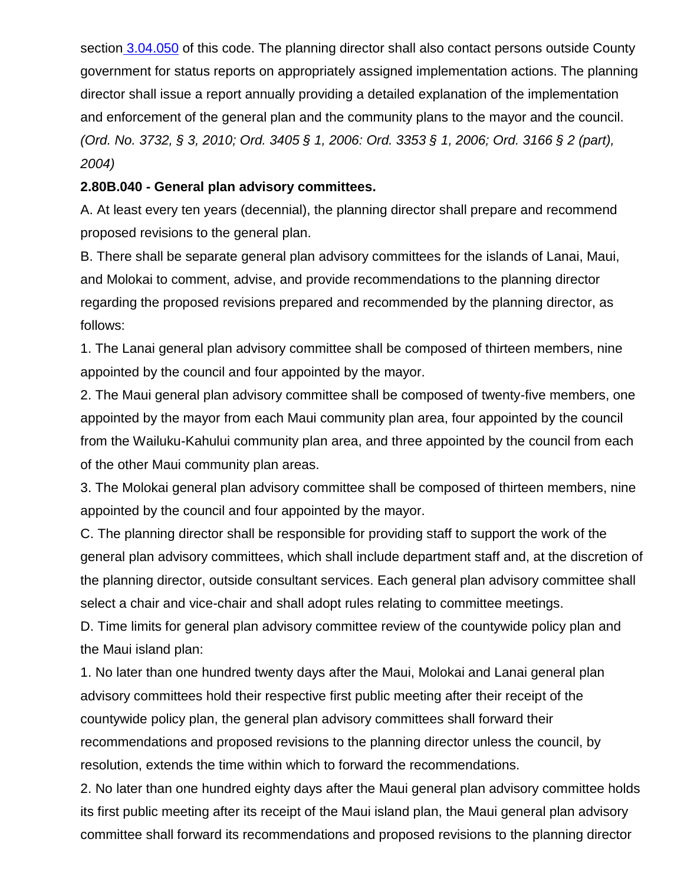section 3.04.050 of this code. The planning director shall also contact persons outside County government for status reports on appropriately assigned implementation actions. The planning director shall issue a report annually providing a detailed explanation of the implementation and enforcement of the general plan and the community plans to the mayor and the council. *(Ord. No. 3732, § 3, 2010; Ord. 3405 § 1, 2006: Ord. 3353 § 1, 2006; Ord. 3166 § 2 (part), 2004)*

**2.80B.040 - General plan advisory committees.**

A. At least every ten years (decennial), the planning director shall prepare and recommend proposed revisions to the general plan.

B. There shall be separate general plan advisory committees for the islands of Lanai, Maui, and Molokai to comment, advise, and provide recommendations to the planning director regarding the proposed revisions prepared and recommended by the planning director, as follows:

1. The Lanai general plan advisory committee shall be composed of thirteen members, nine appointed by the council and four appointed by the mayor.

2. The Maui general plan advisory committee shall be composed of twenty-five members, one appointed by the mayor from each Maui community plan area, four appointed by the council from the Wailuku-Kahului community plan area, and three appointed by the council from each of the other Maui community plan areas.

3. The Molokai general plan advisory committee shall be composed of thirteen members, nine appointed by the council and four appointed by the mayor.

C. The planning director shall be responsible for providing staff to support the work of the general plan advisory committees, which shall include department staff and, at the discretion of the planning director, outside consultant services. Each general plan advisory committee shall select a chair and vice-chair and shall adopt rules relating to committee meetings.

D. Time limits for general plan advisory committee review of the countywide policy plan and the Maui island plan:

1. No later than one hundred twenty days after the Maui, Molokai and Lanai general plan advisory committees hold their respective first public meeting after their receipt of the countywide policy plan, the general plan advisory committees shall forward their recommendations and proposed revisions to the planning director unless the council, by resolution, extends the time within which to forward the recommendations.

2. No later than one hundred eighty days after the Maui general plan advisory committee holds its first public meeting after its receipt of the Maui island plan, the Maui general plan advisory committee shall forward its recommendations and proposed revisions to the planning director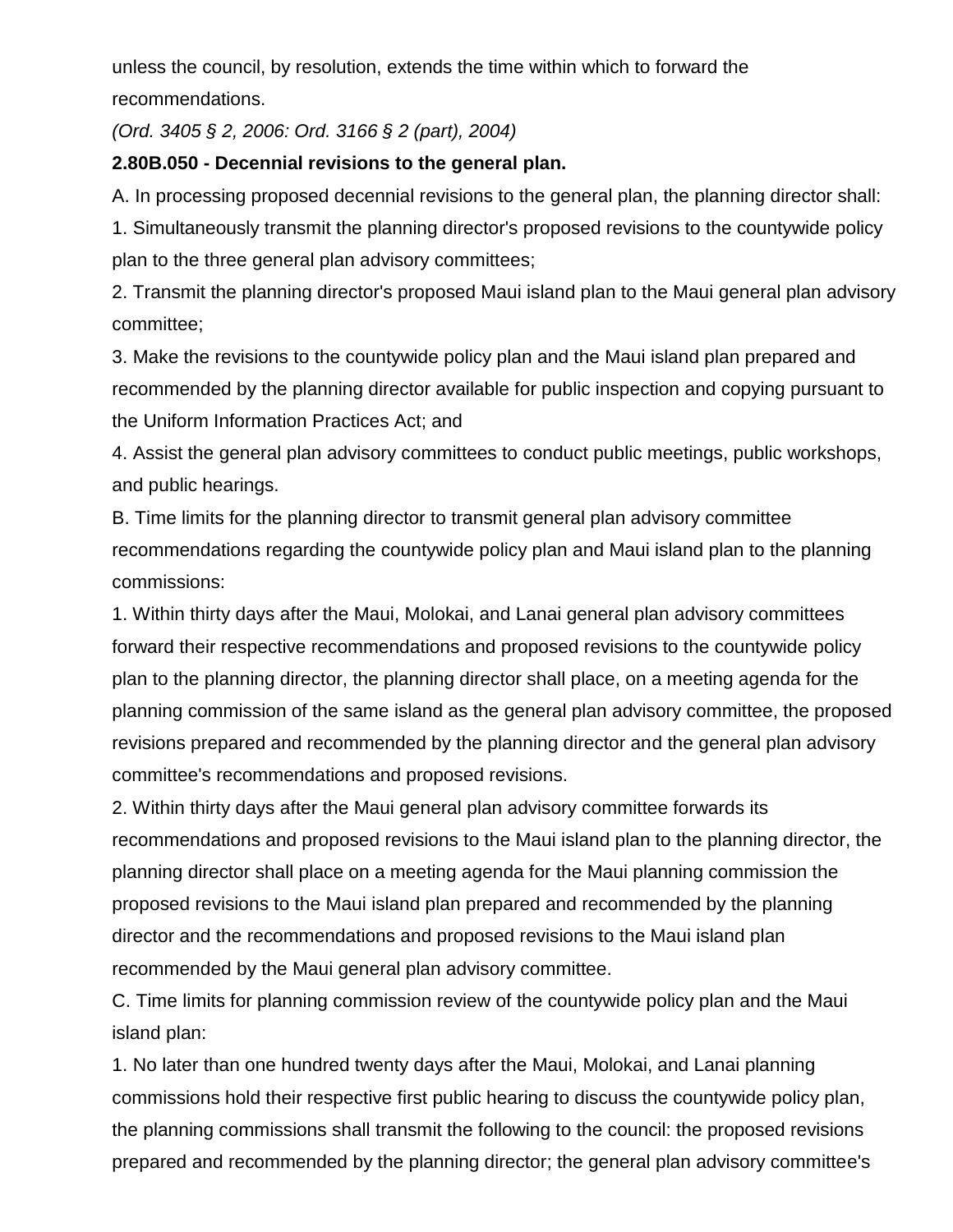unless the council, by resolution, extends the time within which to forward the recommendations.

*(Ord. 3405 § 2, 2006: Ord. 3166 § 2 (part), 2004)*

**2.80B.050 - Decennial revisions to the general plan.**

A. In processing proposed decennial revisions to the general plan, the planning director shall:

1. Simultaneously transmit the planning director's proposed revisions to the countywide policy plan to the three general plan advisory committees;

2. Transmit the planning director's proposed Maui island plan to the Maui general plan advisory committee;

3. Make the revisions to the countywide policy plan and the Maui island plan prepared and recommended by the planning director available for public inspection and copying pursuant to the Uniform Information Practices Act; and

4. Assist the general plan advisory committees to conduct public meetings, public workshops, and public hearings.

B. Time limits for the planning director to transmit general plan advisory committee recommendations regarding the countywide policy plan and Maui island plan to the planning commissions:

1. Within thirty days after the Maui, Molokai, and Lanai general plan advisory committees forward their respective recommendations and proposed revisions to the countywide policy plan to the planning director, the planning director shall place, on a meeting agenda for the planning commission of the same island as the general plan advisory committee, the proposed revisions prepared and recommended by the planning director and the general plan advisory committee's recommendations and proposed revisions.

2. Within thirty days after the Maui general plan advisory committee forwards its recommendations and proposed revisions to the Maui island plan to the planning director, the planning director shall place on a meeting agenda for the Maui planning commission the proposed revisions to the Maui island plan prepared and recommended by the planning director and the recommendations and proposed revisions to the Maui island plan recommended by the Maui general plan advisory committee.

C. Time limits for planning commission review of the countywide policy plan and the Maui island plan:

1. No later than one hundred twenty days after the Maui, Molokai, and Lanai planning commissions hold their respective first public hearing to discuss the countywide policy plan, the planning commissions shall transmit the following to the council: the proposed revisions prepared and recommended by the planning director; the general plan advisory committee's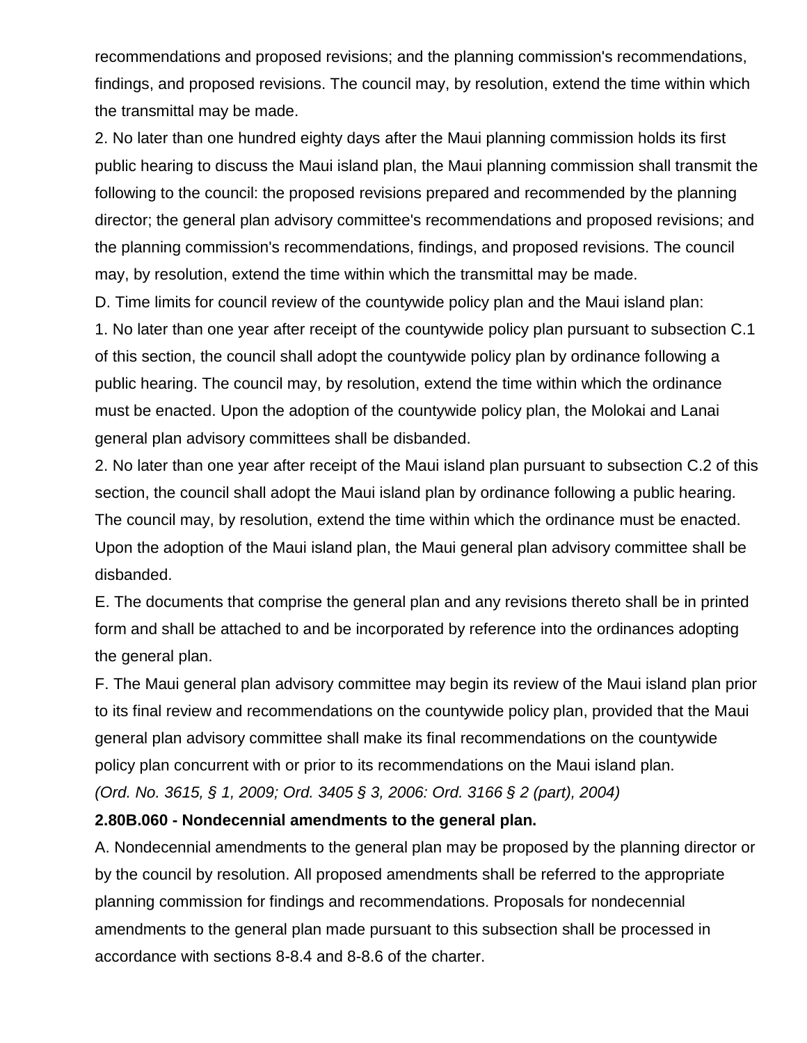recommendations and proposed revisions; and the planning commission's recommendations, findings, and proposed revisions. The council may, by resolution, extend the time within which the transmittal may be made.

2. No later than one hundred eighty days after the Maui planning commission holds its first public hearing to discuss the Maui island plan, the Maui planning commission shall transmit the following to the council: the proposed revisions prepared and recommended by the planning director; the general plan advisory committee's recommendations and proposed revisions; and the planning commission's recommendations, findings, and proposed revisions. The council may, by resolution, extend the time within which the transmittal may be made.

D. Time limits for council review of the countywide policy plan and the Maui island plan:

1. No later than one year after receipt of the countywide policy plan pursuant to subsection C.1 of this section, the council shall adopt the countywide policy plan by ordinance following a public hearing. The council may, by resolution, extend the time within which the ordinance must be enacted. Upon the adoption of the countywide policy plan, the Molokai and Lanai general plan advisory committees shall be disbanded.

2. No later than one year after receipt of the Maui island plan pursuant to subsection C.2 of this section, the council shall adopt the Maui island plan by ordinance following a public hearing. The council may, by resolution, extend the time within which the ordinance must be enacted. Upon the adoption of the Maui island plan, the Maui general plan advisory committee shall be disbanded.

E. The documents that comprise the general plan and any revisions thereto shall be in printed form and shall be attached to and be incorporated by reference into the ordinances adopting the general plan.

F. The Maui general plan advisory committee may begin its review of the Maui island plan prior to its final review and recommendations on the countywide policy plan, provided that the Maui general plan advisory committee shall make its final recommendations on the countywide policy plan concurrent with or prior to its recommendations on the Maui island plan.

*(Ord. No. 3615, § 1, 2009; Ord. 3405 § 3, 2006: Ord. 3166 § 2 (part), 2004)*

**2.80B.060 - Nondecennial amendments to the general plan.**

A. Nondecennial amendments to the general plan may be proposed by the planning director or by the council by resolution. All proposed amendments shall be referred to the appropriate planning commission for findings and recommendations. Proposals for nondecennial amendments to the general plan made pursuant to this subsection shall be processed in accordance with sections 8-8.4 and 8-8.6 of the charter.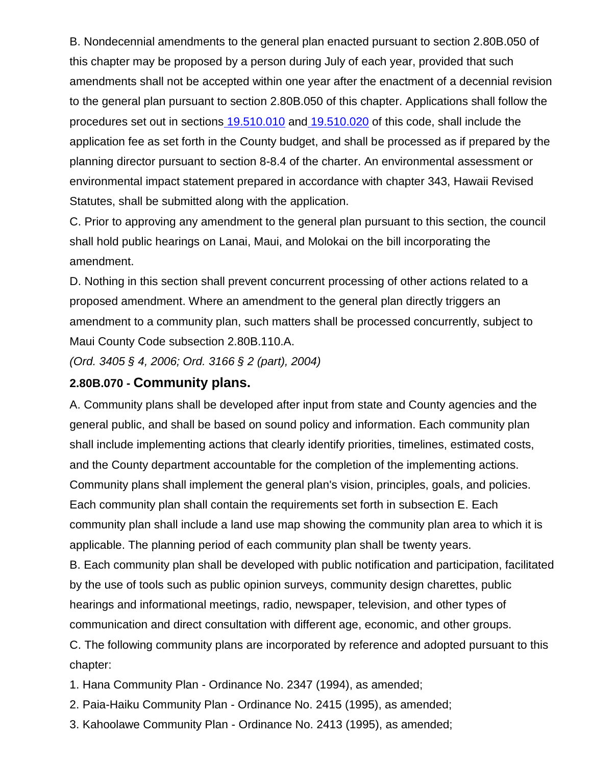B. Nondecennial amendments to the general plan enacted pursuant to section 2.80B.050 of this chapter may be proposed by a person during July of each year, provided that such amendments shall not be accepted within one year after the enactment of a decennial revision to the general plan pursuant to section 2.80B.050 of this chapter. Applications shall follow the procedures set out in sections 19.510.010 and 19.510.020 of this code, shall include the application fee as set forth in the County budget, and shall be processed as if prepared by the planning director pursuant to section 8-8.4 of the charter. An environmental assessment or environmental impact statement prepared in accordance with chapter 343, Hawaii Revised Statutes, shall be submitted along with the application.

C. Prior to approving any amendment to the general plan pursuant to this section, the council shall hold public hearings on Lanai, Maui, and Molokai on the bill incorporating the amendment.

D. Nothing in this section shall prevent concurrent processing of other actions related to a proposed amendment. Where an amendment to the general plan directly triggers an amendment to a community plan, such matters shall be processed concurrently, subject to Maui County Code subsection 2.80B.110.A.

*(Ord. 3405 § 4, 2006; Ord. 3166 § 2 (part), 2004)*

### 2.80B.070 - Community plans.

A. Community plans shall be developed after input from state and County agencies and the general public, and shall be based on sound policy and information. Each community plan shall include implementing actions that clearly identify priorities, timelines, estimated costs, and the County department accountable for the completion of the implementing actions. Community plans shall implement the general plan's vision, principles, goals, and policies. Each community plan shall contain the requirements set forth in subsection E. Each community plan shall include a land use map showing the community plan area to which it is applicable. The planning period of each community plan shall be twenty years.

B. Each community plan shall be developed with public notification and participation, facilitated by the use of tools such as public opinion surveys, community design charettes, public hearings and informational meetings, radio, newspaper, television, and other types of communication and direct consultation with different age, economic, and other groups.

C. The following community plans are incorporated by reference and adopted pursuant to this chapter:

1. Hana Community Plan - Ordinance No. 2347 (1994), as amended;
2. Paia-Haiku Community Plan - Ordinance No. 2415 (1995), as amended;
3. Kahoolawe Community Plan - Ordinance No. 2413 (1995), as amended;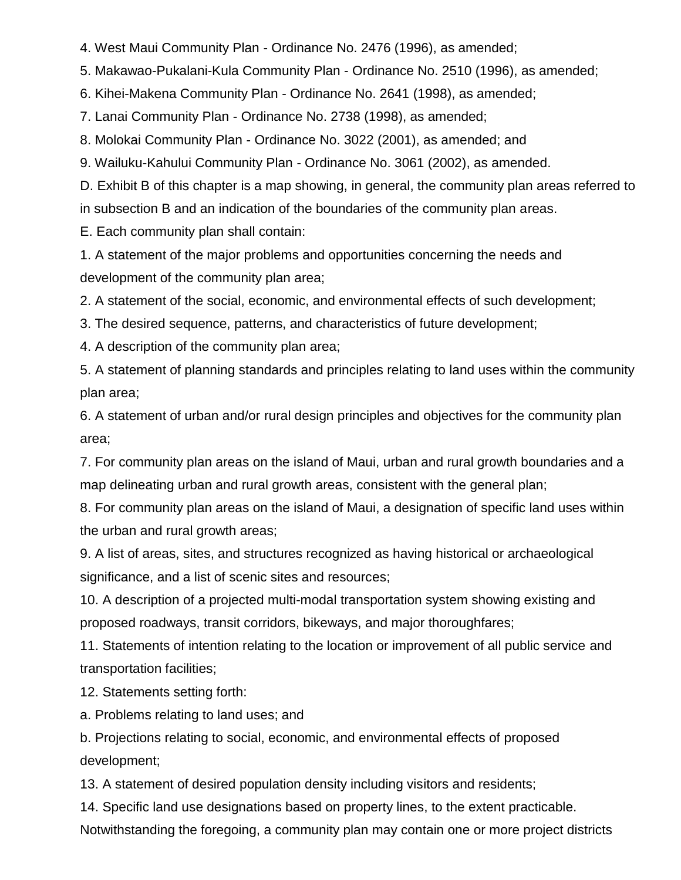4. West Maui Community Plan - Ordinance No. 2476 (1996), as amended;

5. Makawao-Pukalani-Kula Community Plan - Ordinance No. 2510 (1996), as amended;

6. Kihei-Makena Community Plan - Ordinance No. 2641 (1998), as amended;

7. Lanai Community Plan - Ordinance No. 2738 (1998), as amended;

8. Molokai Community Plan - Ordinance No. 3022 (2001), as amended; and

9. Wailuku-Kahului Community Plan - Ordinance No. 3061 (2002), as amended.

D. Exhibit B of this chapter is a map showing, in general, the community plan areas referred to in subsection B and an indication of the boundaries of the community plan areas.

E. Each community plan shall contain:

1. A statement of the major problems and opportunities concerning the needs and development of the community plan area;

2. A statement of the social, economic, and environmental effects of such development;

3. The desired sequence, patterns, and characteristics of future development;

4. A description of the community plan area;

5. A statement of planning standards and principles relating to land uses within the community plan area;

6. A statement of urban and/or rural design principles and objectives for the community plan area;

7. For community plan areas on the island of Maui, urban and rural growth boundaries and a map delineating urban and rural growth areas, consistent with the general plan;

8. For community plan areas on the island of Maui, a designation of specific land uses within the urban and rural growth areas;

9. A list of areas, sites, and structures recognized as having historical or archaeological significance, and a list of scenic sites and resources;

10. A description of a projected multi-modal transportation system showing existing and proposed roadways, transit corridors, bikeways, and major thoroughfares;

11. Statements of intention relating to the location or improvement of all public service and transportation facilities;

12. Statements setting forth:

a. Problems relating to land uses; and

b. Projections relating to social, economic, and environmental effects of proposed development;

13. A statement of desired population density including visitors and residents;

14. Specific land use designations based on property lines, to the extent practicable. Notwithstanding the foregoing, a community plan may contain one or more project districts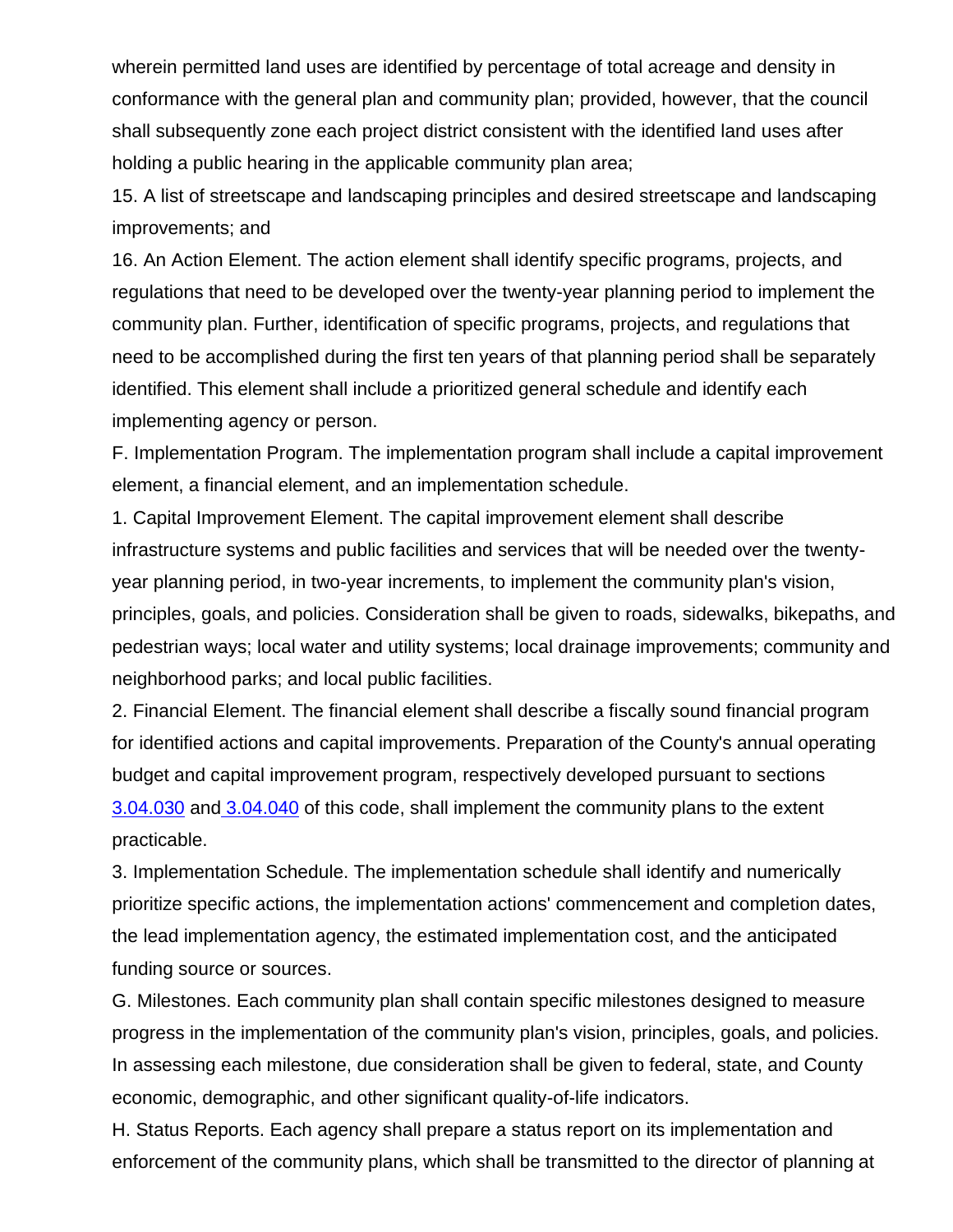wherein permitted land uses are identified by percentage of total acreage and density in conformance with the general plan and community plan; provided, however, that the council shall subsequently zone each project district consistent with the identified land uses after holding a public hearing in the applicable community plan area;

15. A list of streetscape and landscaping principles and desired streetscape and landscaping improvements; and

16. An Action Element. The action element shall identify specific programs, projects, and regulations that need to be developed over the twenty-year planning period to implement the community plan. Further, identification of specific programs, projects, and regulations that need to be accomplished during the first ten years of that planning period shall be separately identified. This element shall include a prioritized general schedule and identify each implementing agency or person.

F. Implementation Program. The implementation program shall include a capital improvement element, a financial element, and an implementation schedule.

1. Capital Improvement Element. The capital improvement element shall describe infrastructure systems and public facilities and services that will be needed over the twenty-year planning period, in two-year increments, to implement the community plan's vision, principles, goals, and policies. Consideration shall be given to roads, sidewalks, bikepaths, and pedestrian ways; local water and utility systems; local drainage improvements; community and neighborhood parks; and local public facilities.

2. Financial Element. The financial element shall describe a fiscally sound financial program for identified actions and capital improvements. Preparation of the County's annual operating budget and capital improvement program, respectively developed pursuant to sections 3.04.030 and 3.04.040 of this code, shall implement the community plans to the extent practicable.

3. Implementation Schedule. The implementation schedule shall identify and numerically prioritize specific actions, the implementation actions' commencement and completion dates, the lead implementation agency, the estimated implementation cost, and the anticipated funding source or sources.

G. Milestones. Each community plan shall contain specific milestones designed to measure progress in the implementation of the community plan's vision, principles, goals, and policies. In assessing each milestone, due consideration shall be given to federal, state, and County economic, demographic, and other significant quality-of-life indicators.

H. Status Reports. Each agency shall prepare a status report on its implementation and enforcement of the community plans, which shall be transmitted to the director of planning at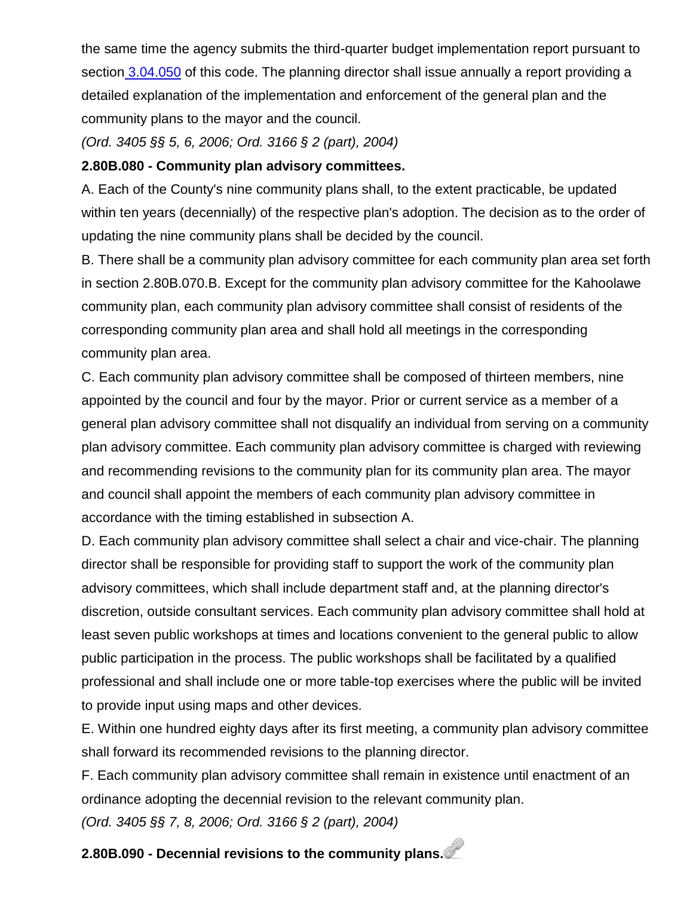the same time the agency submits the third-quarter budget implementation report pursuant to section 3.04.050 of this code. The planning director shall issue annually a report providing a detailed explanation of the implementation and enforcement of the general plan and the community plans to the mayor and the council.

*(Ord. 3405 §§ 5, 6, 2006; Ord. 3166 § 2 (part), 2004)*

**2.80B.080 - Community plan advisory committees.**

A. Each of the County's nine community plans shall, to the extent practicable, be updated within ten years (decennially) of the respective plan's adoption. The decision as to the order of updating the nine community plans shall be decided by the council.

B. There shall be a community plan advisory committee for each community plan area set forth in section 2.80B.070.B. Except for the community plan advisory committee for the Kahoolawe community plan, each community plan advisory committee shall consist of residents of the corresponding community plan area and shall hold all meetings in the corresponding community plan area.

C. Each community plan advisory committee shall be composed of thirteen members, nine appointed by the council and four by the mayor. Prior or current service as a member of a general plan advisory committee shall not disqualify an individual from serving on a community plan advisory committee. Each community plan advisory committee is charged with reviewing and recommending revisions to the community plan for its community plan area. The mayor and council shall appoint the members of each community plan advisory committee in accordance with the timing established in subsection A.

D. Each community plan advisory committee shall select a chair and vice-chair. The planning director shall be responsible for providing staff to support the work of the community plan advisory committees, which shall include department staff and, at the planning director's discretion, outside consultant services. Each community plan advisory committee shall hold at least seven public workshops at times and locations convenient to the general public to allow public participation in the process. The public workshops shall be facilitated by a qualified professional and shall include one or more table-top exercises where the public will be invited to provide input using maps and other devices.

E. Within one hundred eighty days after its first meeting, a community plan advisory committee shall forward its recommended revisions to the planning director.

F. Each community plan advisory committee shall remain in existence until enactment of an ordinance adopting the decennial revision to the relevant community plan.

*(Ord. 3405 §§ 7, 8, 2006; Ord. 3166 § 2 (part), 2004)*

**2.80B.090 - Decennial revisions to the community plans.**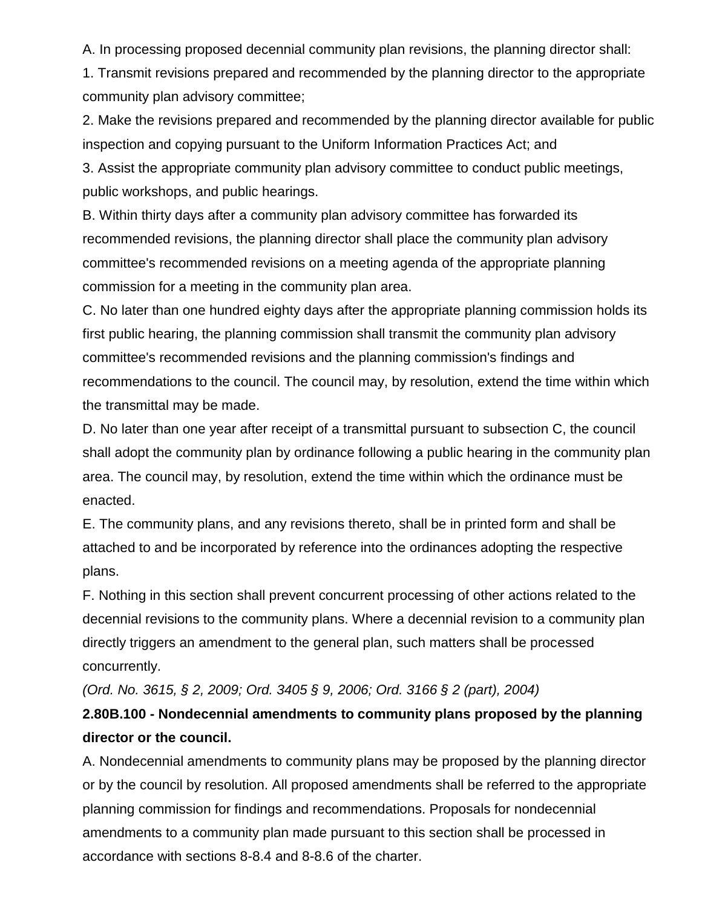A. In processing proposed decennial community plan revisions, the planning director shall:

1. Transmit revisions prepared and recommended by the planning director to the appropriate community plan advisory committee;

2. Make the revisions prepared and recommended by the planning director available for public inspection and copying pursuant to the Uniform Information Practices Act; and

3. Assist the appropriate community plan advisory committee to conduct public meetings, public workshops, and public hearings.

B. Within thirty days after a community plan advisory committee has forwarded its recommended revisions, the planning director shall place the community plan advisory committee's recommended revisions on a meeting agenda of the appropriate planning commission for a meeting in the community plan area.

C. No later than one hundred eighty days after the appropriate planning commission holds its first public hearing, the planning commission shall transmit the community plan advisory committee's recommended revisions and the planning commission's findings and recommendations to the council. The council may, by resolution, extend the time within which the transmittal may be made.

D. No later than one year after receipt of a transmittal pursuant to subsection C, the council shall adopt the community plan by ordinance following a public hearing in the community plan area. The council may, by resolution, extend the time within which the ordinance must be enacted.

E. The community plans, and any revisions thereto, shall be in printed form and shall be attached to and be incorporated by reference into the ordinances adopting the respective plans.

F. Nothing in this section shall prevent concurrent processing of other actions related to the decennial revisions to the community plans. Where a decennial revision to a community plan directly triggers an amendment to the general plan, such matters shall be processed concurrently.

*(Ord. No. 3615, § 2, 2009; Ord. 3405 § 9, 2006; Ord. 3166 § 2 (part), 2004)*

**2.80B.100 - Nondecennial amendments to community plans proposed by the planning director or the council.**

A. Nondecennial amendments to community plans may be proposed by the planning director or by the council by resolution. All proposed amendments shall be referred to the appropriate planning commission for findings and recommendations. Proposals for nondecennial amendments to a community plan made pursuant to this section shall be processed in accordance with sections 8-8.4 and 8-8.6 of the charter.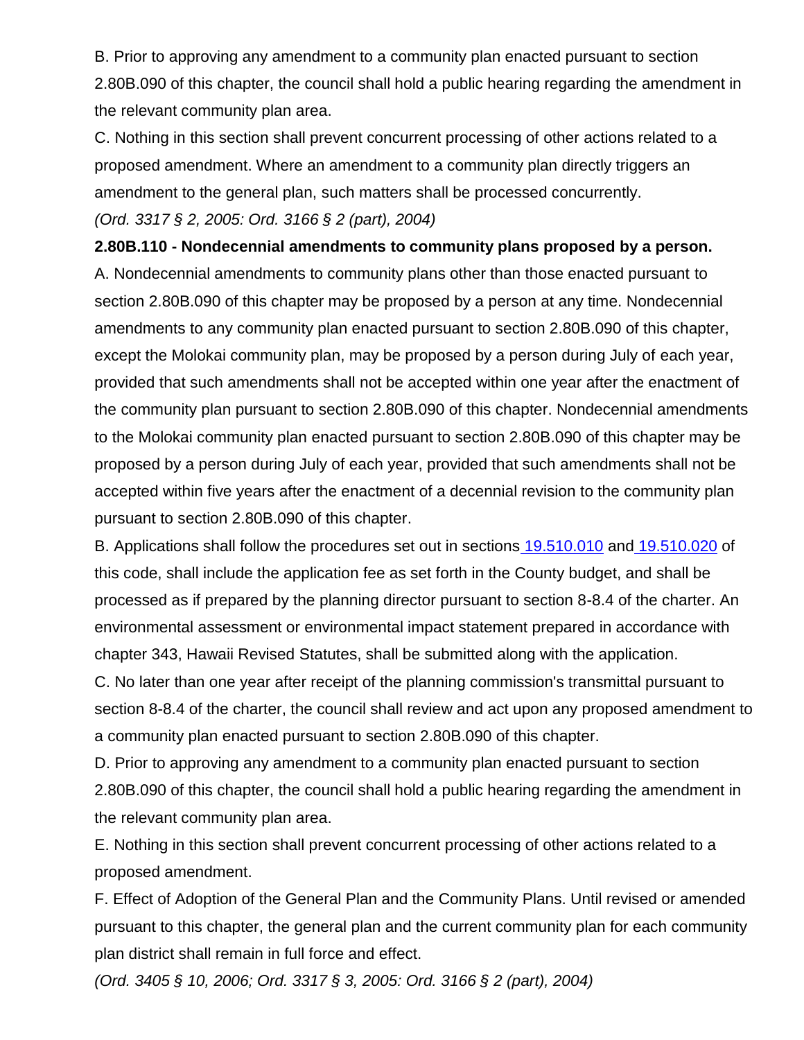B. Prior to approving any amendment to a community plan enacted pursuant to section 2.80B.090 of this chapter, the council shall hold a public hearing regarding the amendment in the relevant community plan area.

C. Nothing in this section shall prevent concurrent processing of other actions related to a proposed amendment. Where an amendment to a community plan directly triggers an amendment to the general plan, such matters shall be processed concurrently.

*(Ord. 3317 § 2, 2005: Ord. 3166 § 2 (part), 2004)*

**2.80B.110 - Nondecennial amendments to community plans proposed by a person.**

A. Nondecennial amendments to community plans other than those enacted pursuant to section 2.80B.090 of this chapter may be proposed by a person at any time. Nondecennial amendments to any community plan enacted pursuant to section 2.80B.090 of this chapter, except the Molokai community plan, may be proposed by a person during July of each year, provided that such amendments shall not be accepted within one year after the enactment of the community plan pursuant to section 2.80B.090 of this chapter. Nondecennial amendments to the Molokai community plan enacted pursuant to section 2.80B.090 of this chapter may be proposed by a person during July of each year, provided that such amendments shall not be accepted within five years after the enactment of a decennial revision to the community plan pursuant to section 2.80B.090 of this chapter.

B. Applications shall follow the procedures set out in sections 19.510.010 and 19.510.020 of this code, shall include the application fee as set forth in the County budget, and shall be processed as if prepared by the planning director pursuant to section 8-8.4 of the charter. An environmental assessment or environmental impact statement prepared in accordance with chapter 343, Hawaii Revised Statutes, shall be submitted along with the application.

C. No later than one year after receipt of the planning commission's transmittal pursuant to section 8-8.4 of the charter, the council shall review and act upon any proposed amendment to a community plan enacted pursuant to section 2.80B.090 of this chapter.

D. Prior to approving any amendment to a community plan enacted pursuant to section 2.80B.090 of this chapter, the council shall hold a public hearing regarding the amendment in the relevant community plan area.

E. Nothing in this section shall prevent concurrent processing of other actions related to a proposed amendment.

F. Effect of Adoption of the General Plan and the Community Plans. Until revised or amended pursuant to this chapter, the general plan and the current community plan for each community plan district shall remain in full force and effect.

*(Ord. 3405 § 10, 2006; Ord. 3317 § 3, 2005: Ord. 3166 § 2 (part), 2004)*